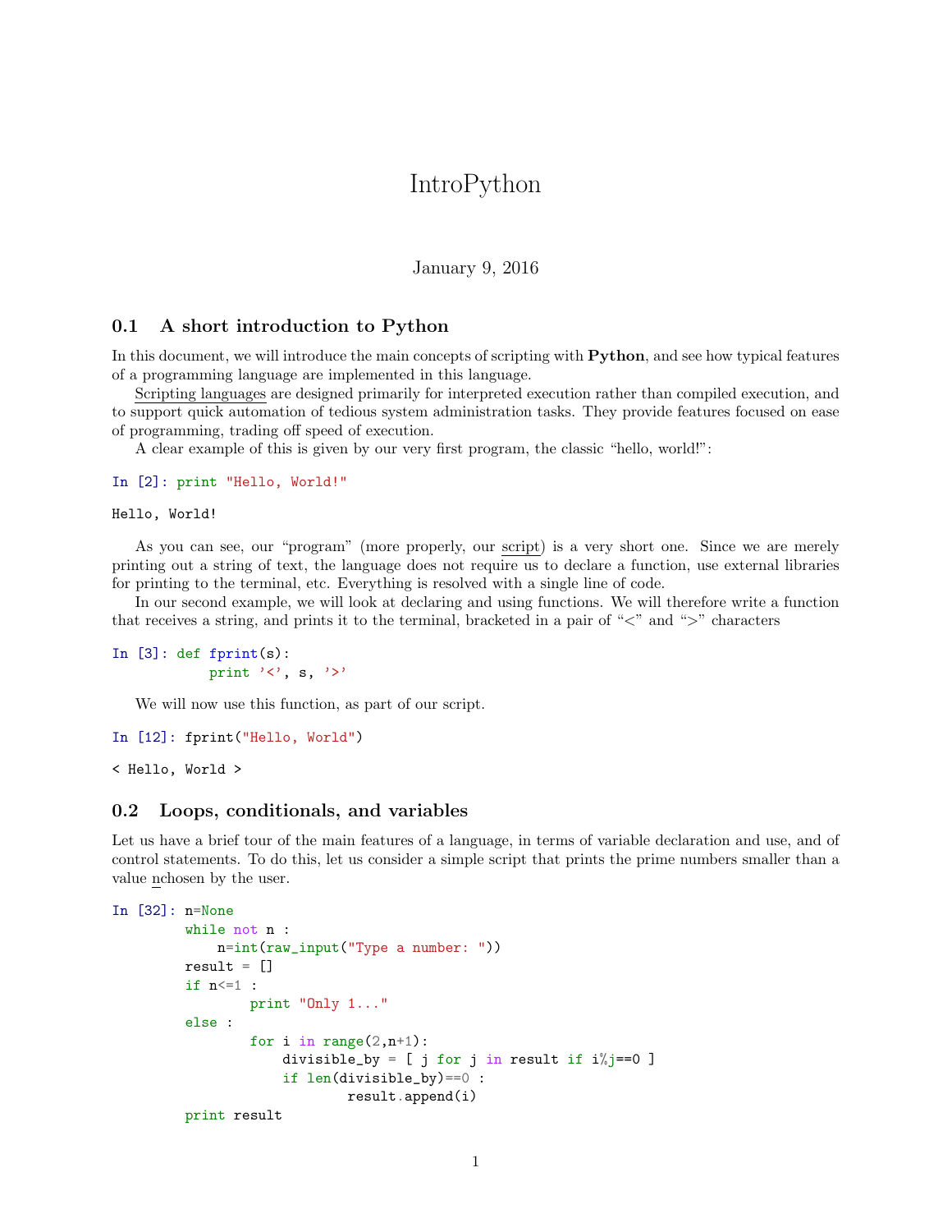# IntroPython

January 9, 2016

## 0.1 A short introduction to Python

In this document, we will introduce the main concepts of scripting with **Python**, and see how typical features of a programming language are implemented in this language.

Scripting languages are designed primarily for interpreted execution rather than compiled execution, and to support quick automation of tedious system administration tasks. They provide features focused on ease of programming, trading off speed of execution.

A clear example of this is given by our very first program, the classic "hello, world!":

```
In [2]: print "Hello, World!"
```

```
Hello, World!
```

As you can see, our "program" (more properly, our script) is a very short one. Since we are merely printing out a string of text, the language does not require us to declare a function, use external libraries for printing to the terminal, etc. Everything is resolved with a single line of code.

In our second example, we will look at declaring and using functions. We will therefore write a function that receives a string, and prints it to the terminal, bracketed in a pair of "<" and ">" characters

```
In [3]: def fprint(s):
            print '<', s, '>'
```

We will now use this function, as part of our script.

```
In [12]: fprint("Hello, World")
```

```
< Hello, World >
```

## 0.2 Loops, conditionals, and variables

Let us have a brief tour of the main features of a language, in terms of variable declaration and use, and of control statements. To do this, let us consider a simple script that prints the prime numbers smaller than a value nchosen by the user.

```
In [32]: n=None
         while not n :
             n=int(raw_input("Type a number: "))
         result = []
         if n<=1 :
                 print "Only 1..."
         else :
                 for i in range(2,n+1):
                     divisible_by = [ j for j in result if i%j==0 ]
                     if len(divisible_by)==0 :
                             result.append(i)
         print result
```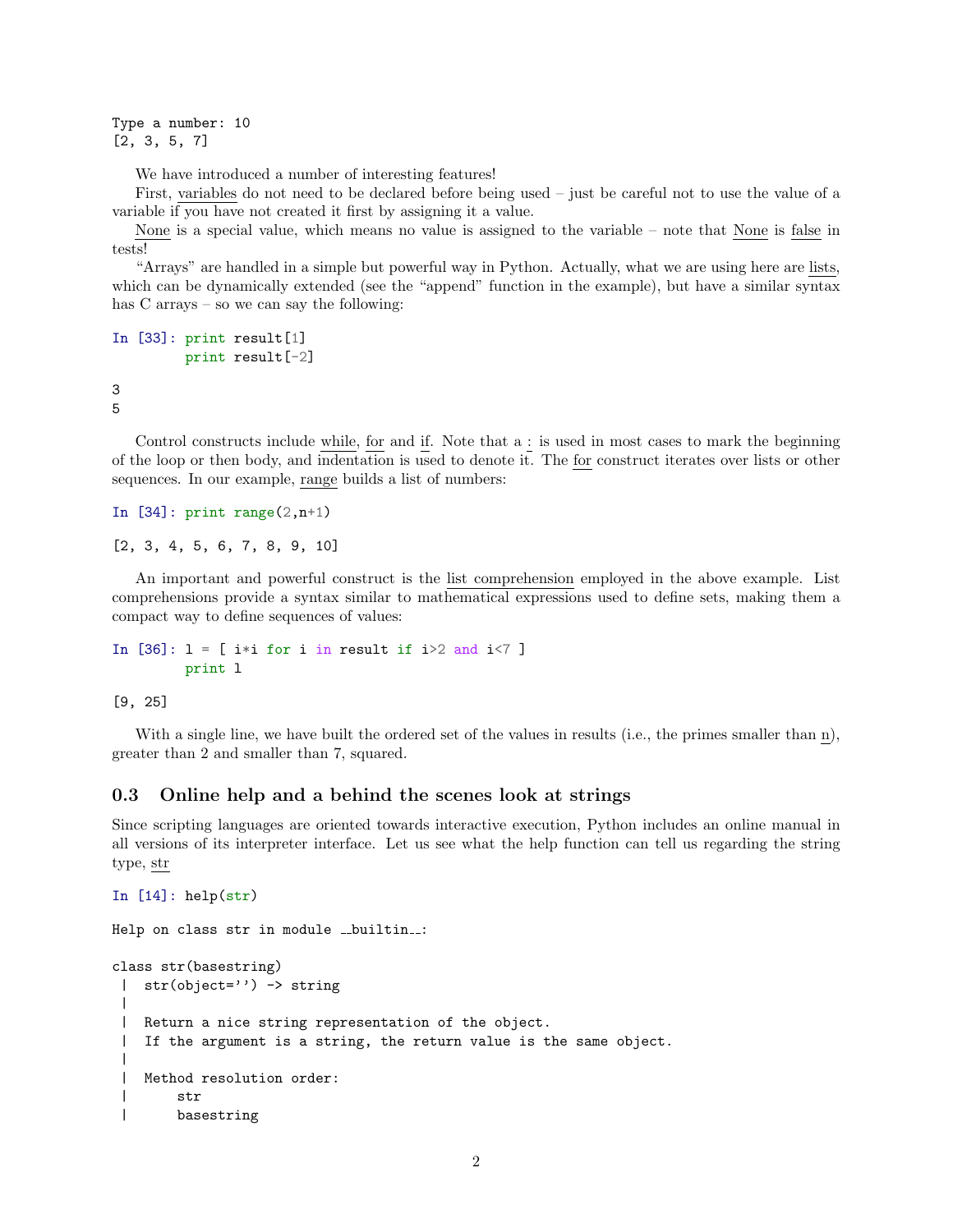```
Type a number: 10
[2, 3, 5, 7]
```

We have introduced a number of interesting features!

First, variables do not need to be declared before being used – just be careful not to use the value of a variable if you have not created it first by assigning it a value.

None is a special value, which means no value is assigned to the variable – note that None is false in tests!

"Arrays" are handled in a simple but powerful way in Python. Actually, what we are using here are lists, which can be dynamically extended (see the "append" function in the example), but have a similar syntax has C arrays – so we can say the following:

```
In [33]: print result[1]
         print result[-2]
```

```
3
5
```

Control constructs include while, for and if. Note that a : is used in most cases to mark the beginning of the loop or then body, and indentation is used to denote it. The for construct iterates over lists or other sequences. In our example, range builds a list of numbers:

```
In [34]: print range(2,n+1)
```

```
[2, 3, 4, 5, 6, 7, 8, 9, 10]
```

An important and powerful construct is the list comprehension employed in the above example. List comprehensions provide a syntax similar to mathematical expressions used to define sets, making them a compact way to define sequences of values:

```
In [36]: l = [ i*i for i in result if i>2 and i<7 ]
         print l
```

```
[9, 25]
```

With a single line, we have built the ordered set of the values in results (i.e., the primes smaller than n), greater than 2 and smaller than 7, squared.

## 0.3 Online help and a behind the scenes look at strings

Since scripting languages are oriented towards interactive execution, Python includes an online manual in all versions of its interpreter interface. Let us see what the help function can tell us regarding the string type, str

```
In [14]: help(str)
```

```
Help on class str in module __builtin__:

class str(basestring)
 |  str(object='') -> string
 |
 |  Return a nice string representation of the object.
 |  If the argument is a string, the return value is the same object.
 |
 |  Method resolution order:
 |      str
 |      basestring
```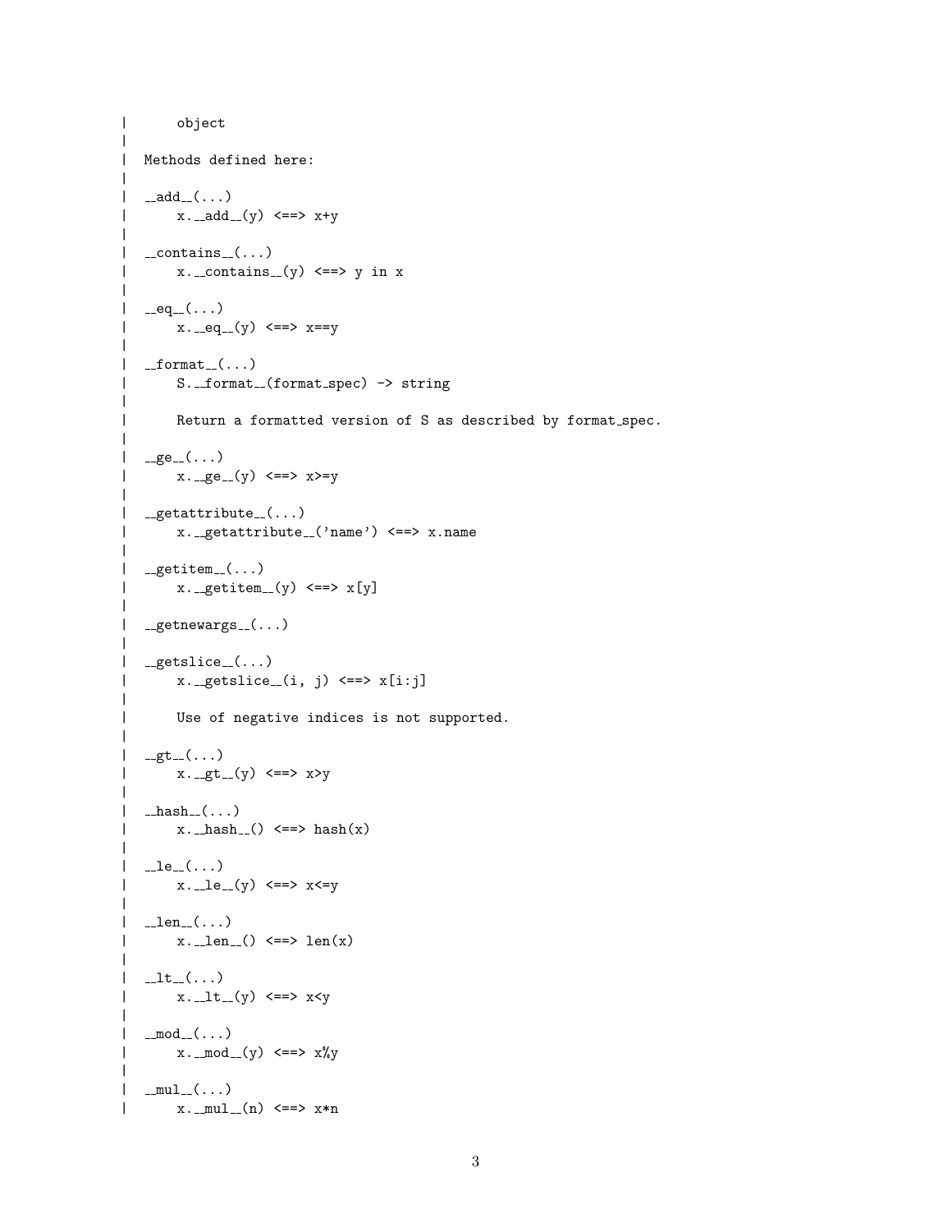```
|      object
|
|  Methods defined here:
|
|  __add__(...)
|      x.__add__(y) <==> x+y
|
|  __contains__(...)
|      x.__contains__(y) <==> y in x
|
|  __eq__(...)
|      x.__eq__(y) <==> x==y
|
|  __format__(...)
|      S.__format__(format_spec) -> string
|
|      Return a formatted version of S as described by format_spec.
|
|  __ge__(...)
|      x.__ge__(y) <==> x>=y
|
|  __getattribute__(...)
|      x.__getattribute__('name') <==> x.name
|
|  __getitem__(...)
|      x.__getitem__(y) <==> x[y]
|
|  __getnewargs__(...)
|
|  __getslice__(...)
|      x.__getslice__(i, j) <==> x[i:j]
|
|      Use of negative indices is not supported.
|
|  __gt__(...)
|      x.__gt__(y) <==> x>y
|
|  __hash__(...)
|      x.__hash__() <==> hash(x)
|
|  __le__(...)
|      x.__le__(y) <==> x<=y
|
|  __len__(...)
|      x.__len__() <==> len(x)
|
|  __lt__(...)
|      x.__lt__(y) <==> x<y
|
|  __mod__(...)
|      x.__mod__(y) <==> x%y
|
|  __mul__(...)
|      x.__mul__(n) <==> x*n
```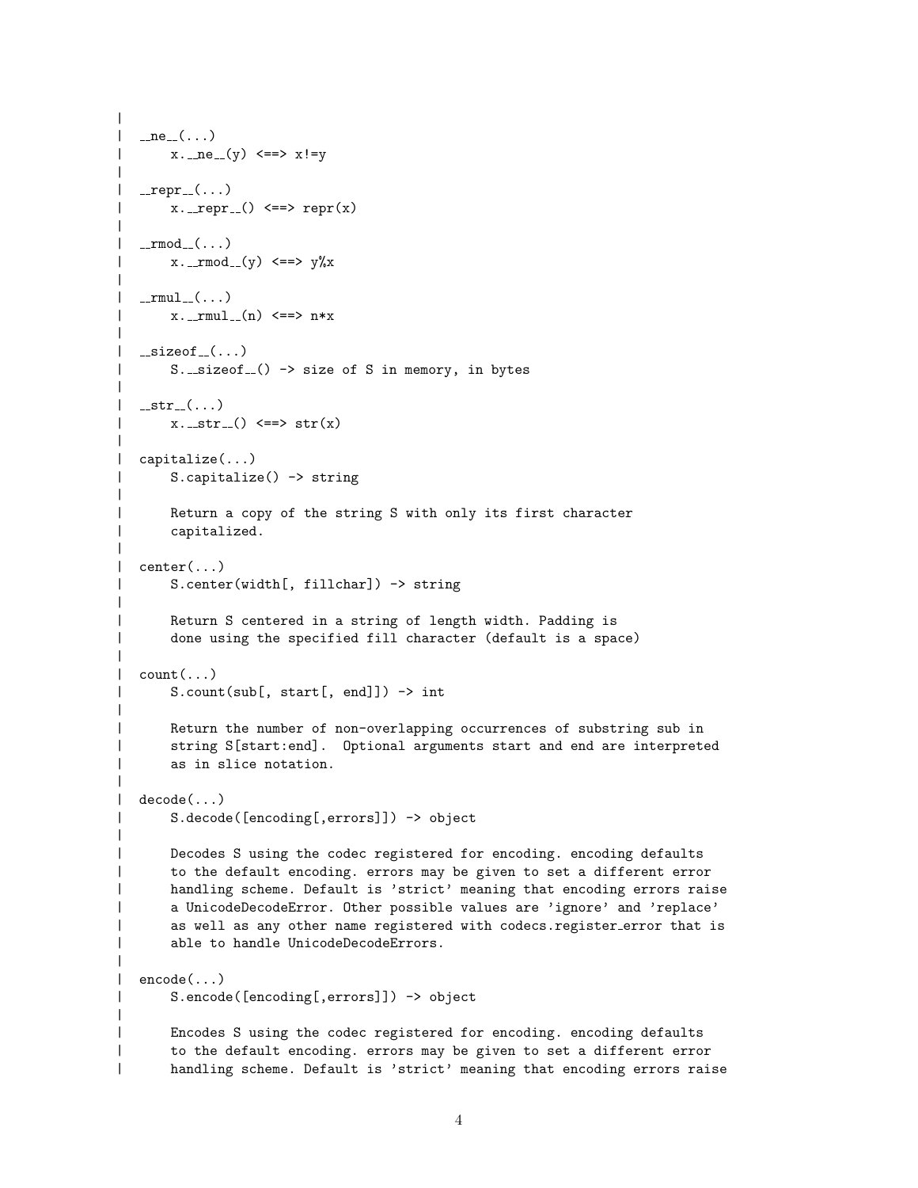```
 |
 |  __ne__(...)
 |      x.__ne__(y) <==> x!=y
 |
 |  __repr__(...)
 |      x.__repr__() <==> repr(x)
 |
 |  __rmod__(...)
 |      x.__rmod__(y) <==> y%x
 |
 |  __rmul__(...)
 |      x.__rmul__(n) <==> n*x
 |
 |  __sizeof__(...)
 |      S.__sizeof__() -> size of S in memory, in bytes
 |
 |  __str__(...)
 |      x.__str__() <==> str(x)
 |
 |  capitalize(...)
 |      S.capitalize() -> string
 |
 |      Return a copy of the string S with only its first character
 |      capitalized.
 |
 |  center(...)
 |      S.center(width[, fillchar]) -> string
 |
 |      Return S centered in a string of length width. Padding is
 |      done using the specified fill character (default is a space)
 |
 |  count(...)
 |      S.count(sub[, start[, end]]) -> int
 |
 |      Return the number of non-overlapping occurrences of substring sub in
 |      string S[start:end].  Optional arguments start and end are interpreted
 |      as in slice notation.
 |
 |  decode(...)
 |      S.decode([encoding[,errors]]) -> object
 |
 |      Decodes S using the codec registered for encoding. encoding defaults
 |      to the default encoding. errors may be given to set a different error
 |      handling scheme. Default is 'strict' meaning that encoding errors raise
 |      a UnicodeDecodeError. Other possible values are 'ignore' and 'replace'
 |      as well as any other name registered with codecs.register_error that is
 |      able to handle UnicodeDecodeErrors.
 |
 |  encode(...)
 |      S.encode([encoding[,errors]]) -> object
 |
 |      Encodes S using the codec registered for encoding. encoding defaults
 |      to the default encoding. errors may be given to set a different error
 |      handling scheme. Default is 'strict' meaning that encoding errors raise
```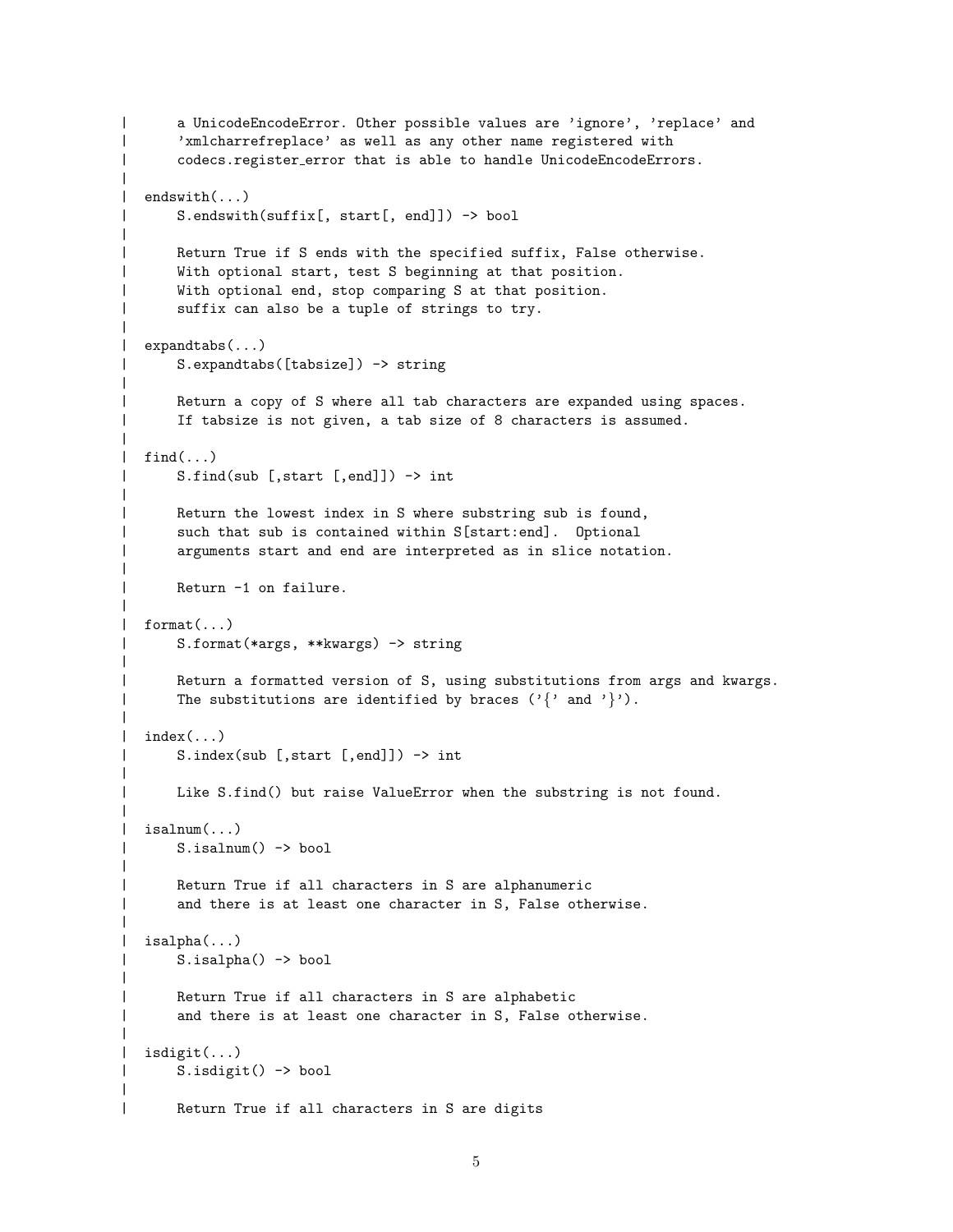```
 |      a UnicodeEncodeError. Other possible values are 'ignore', 'replace' and
 |      'xmlcharrefreplace' as well as any other name registered with
 |      codecs.register_error that is able to handle UnicodeEncodeErrors.
 |
 |  endswith(...)
 |      S.endswith(suffix[, start[, end]]) -> bool
 |
 |      Return True if S ends with the specified suffix, False otherwise.
 |      With optional start, test S beginning at that position.
 |      With optional end, stop comparing S at that position.
 |      suffix can also be a tuple of strings to try.
 |
 |  expandtabs(...)
 |      S.expandtabs([tabsize]) -> string
 |
 |      Return a copy of S where all tab characters are expanded using spaces.
 |      If tabsize is not given, a tab size of 8 characters is assumed.
 |
 |  find(...)
 |      S.find(sub [,start [,end]]) -> int
 |
 |      Return the lowest index in S where substring sub is found,
 |      such that sub is contained within S[start:end].  Optional
 |      arguments start and end are interpreted as in slice notation.
 |
 |      Return -1 on failure.
 |
 |  format(...)
 |      S.format(*args, **kwargs) -> string
 |
 |      Return a formatted version of S, using substitutions from args and kwargs.
 |      The substitutions are identified by braces ('{' and '}').
 |
 |  index(...)
 |      S.index(sub [,start [,end]]) -> int
 |
 |      Like S.find() but raise ValueError when the substring is not found.
 |
 |  isalnum(...)
 |      S.isalnum() -> bool
 |
 |      Return True if all characters in S are alphanumeric
 |      and there is at least one character in S, False otherwise.
 |
 |  isalpha(...)
 |      S.isalpha() -> bool
 |
 |      Return True if all characters in S are alphabetic
 |      and there is at least one character in S, False otherwise.
 |
 |  isdigit(...)
 |      S.isdigit() -> bool
 |
 |      Return True if all characters in S are digits
```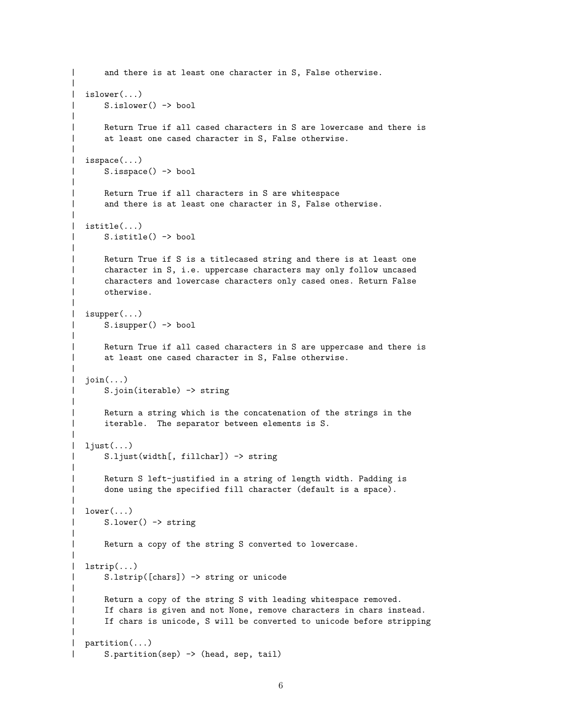```
 |      and there is at least one character in S, False otherwise.
 |
 |  islower(...)
 |      S.islower() -> bool
 |
 |      Return True if all cased characters in S are lowercase and there is
 |      at least one cased character in S, False otherwise.
 |
 |  isspace(...)
 |      S.isspace() -> bool
 |
 |      Return True if all characters in S are whitespace
 |      and there is at least one character in S, False otherwise.
 |
 |  istitle(...)
 |      S.istitle() -> bool
 |
 |      Return True if S is a titlecased string and there is at least one
 |      character in S, i.e. uppercase characters may only follow uncased
 |      characters and lowercase characters only cased ones. Return False
 |      otherwise.
 |
 |  isupper(...)
 |      S.isupper() -> bool
 |
 |      Return True if all cased characters in S are uppercase and there is
 |      at least one cased character in S, False otherwise.
 |
 |  join(...)
 |      S.join(iterable) -> string
 |
 |      Return a string which is the concatenation of the strings in the
 |      iterable.  The separator between elements is S.
 |
 |  ljust(...)
 |      S.ljust(width[, fillchar]) -> string
 |
 |      Return S left-justified in a string of length width. Padding is
 |      done using the specified fill character (default is a space).
 |
 |  lower(...)
 |      S.lower() -> string
 |
 |      Return a copy of the string S converted to lowercase.
 |
 |  lstrip(...)
 |      S.lstrip([chars]) -> string or unicode
 |
 |      Return a copy of the string S with leading whitespace removed.
 |      If chars is given and not None, remove characters in chars instead.
 |      If chars is unicode, S will be converted to unicode before stripping
 |
 |  partition(...)
 |      S.partition(sep) -> (head, sep, tail)
```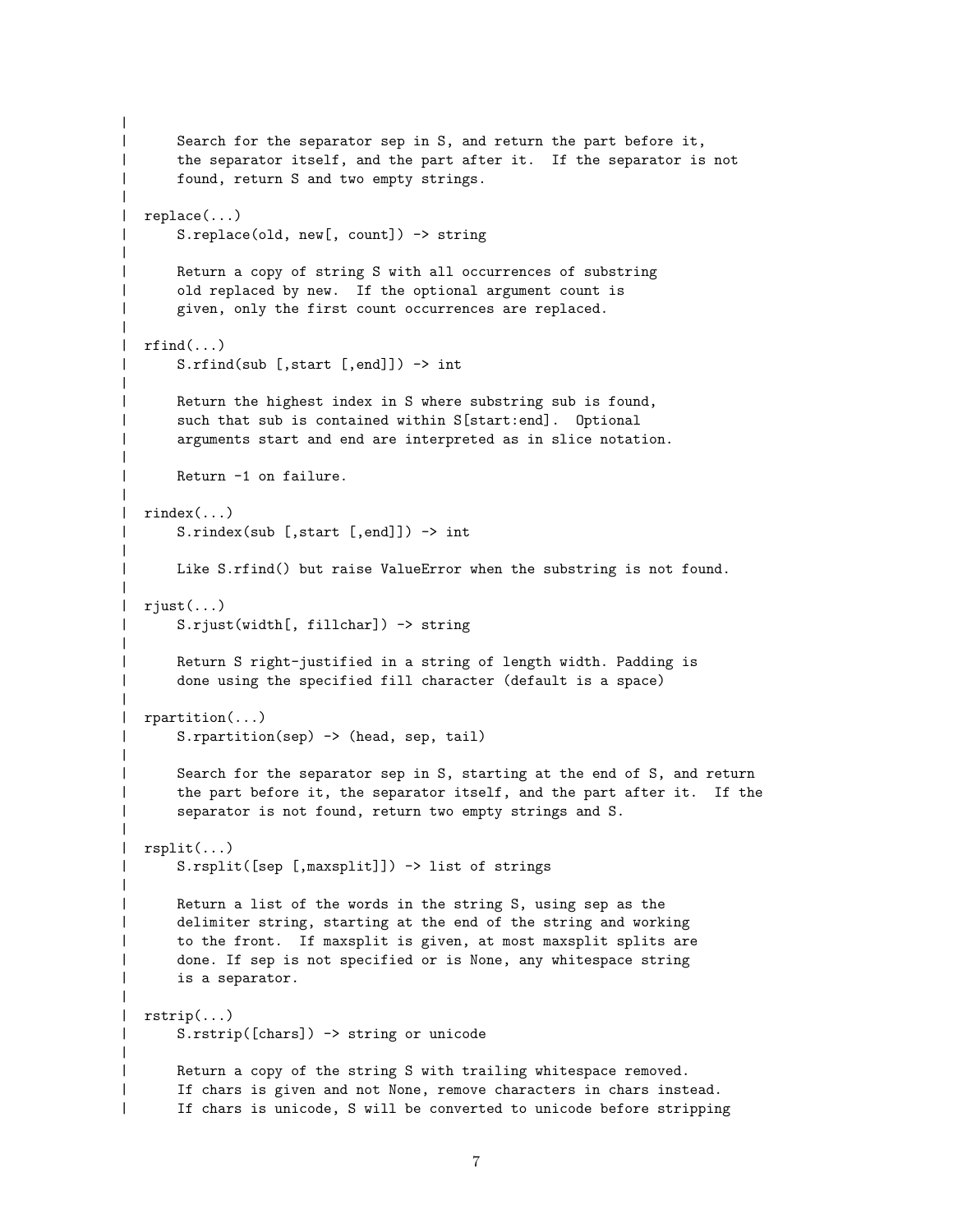```
 |
 |      Search for the separator sep in S, and return the part before it,
 |      the separator itself, and the part after it.  If the separator is not
 |      found, return S and two empty strings.
 |
 |  replace(...)
 |      S.replace(old, new[, count]) -> string
 |
 |      Return a copy of string S with all occurrences of substring
 |      old replaced by new.  If the optional argument count is
 |      given, only the first count occurrences are replaced.
 |
 |  rfind(...)
 |      S.rfind(sub [,start [,end]]) -> int
 |
 |      Return the highest index in S where substring sub is found,
 |      such that sub is contained within S[start:end].  Optional
 |      arguments start and end are interpreted as in slice notation.
 |
 |      Return -1 on failure.
 |
 |  rindex(...)
 |      S.rindex(sub [,start [,end]]) -> int
 |
 |      Like S.rfind() but raise ValueError when the substring is not found.
 |
 |  rjust(...)
 |      S.rjust(width[, fillchar]) -> string
 |
 |      Return S right-justified in a string of length width. Padding is
 |      done using the specified fill character (default is a space)
 |
 |  rpartition(...)
 |      S.rpartition(sep) -> (head, sep, tail)
 |
 |      Search for the separator sep in S, starting at the end of S, and return
 |      the part before it, the separator itself, and the part after it.  If the
 |      separator is not found, return two empty strings and S.
 |
 |  rsplit(...)
 |      S.rsplit([sep [,maxsplit]]) -> list of strings
 |
 |      Return a list of the words in the string S, using sep as the
 |      delimiter string, starting at the end of the string and working
 |      to the front.  If maxsplit is given, at most maxsplit splits are
 |      done. If sep is not specified or is None, any whitespace string
 |      is a separator.
 |
 |  rstrip(...)
 |      S.rstrip([chars]) -> string or unicode
 |
 |      Return a copy of the string S with trailing whitespace removed.
 |      If chars is given and not None, remove characters in chars instead.
 |      If chars is unicode, S will be converted to unicode before stripping
```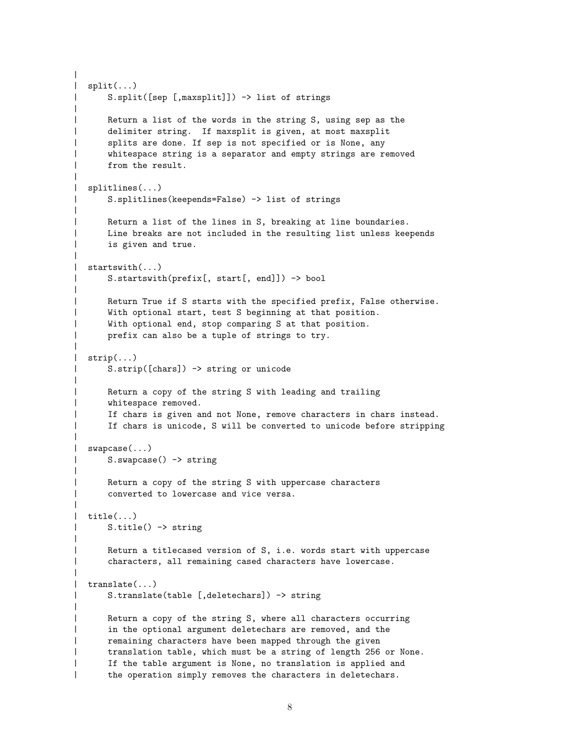```
 |
 |  split(...)
 |      S.split([sep [,maxsplit]]) -> list of strings
 |
 |      Return a list of the words in the string S, using sep as the
 |      delimiter string.  If maxsplit is given, at most maxsplit
 |      splits are done. If sep is not specified or is None, any
 |      whitespace string is a separator and empty strings are removed
 |      from the result.
 |
 |  splitlines(...)
 |      S.splitlines(keepends=False) -> list of strings
 |
 |      Return a list of the lines in S, breaking at line boundaries.
 |      Line breaks are not included in the resulting list unless keepends
 |      is given and true.
 |
 |  startswith(...)
 |      S.startswith(prefix[, start[, end]]) -> bool
 |
 |      Return True if S starts with the specified prefix, False otherwise.
 |      With optional start, test S beginning at that position.
 |      With optional end, stop comparing S at that position.
 |      prefix can also be a tuple of strings to try.
 |
 |  strip(...)
 |      S.strip([chars]) -> string or unicode
 |
 |      Return a copy of the string S with leading and trailing
 |      whitespace removed.
 |      If chars is given and not None, remove characters in chars instead.
 |      If chars is unicode, S will be converted to unicode before stripping
 |
 |  swapcase(...)
 |      S.swapcase() -> string
 |
 |      Return a copy of the string S with uppercase characters
 |      converted to lowercase and vice versa.
 |
 |  title(...)
 |      S.title() -> string
 |
 |      Return a titlecased version of S, i.e. words start with uppercase
 |      characters, all remaining cased characters have lowercase.
 |
 |  translate(...)
 |      S.translate(table [,deletechars]) -> string
 |
 |      Return a copy of the string S, where all characters occurring
 |      in the optional argument deletechars are removed, and the
 |      remaining characters have been mapped through the given
 |      translation table, which must be a string of length 256 or None.
 |      If the table argument is None, no translation is applied and
 |      the operation simply removes the characters in deletechars.
```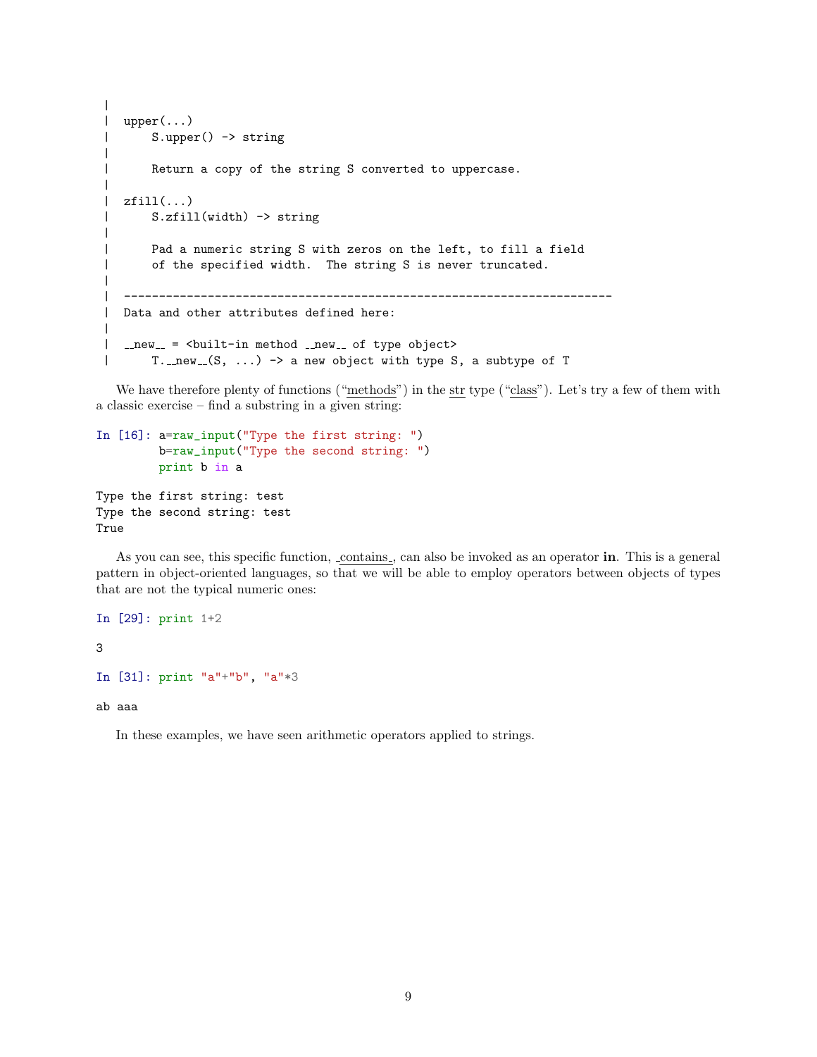```
 |
 |  upper(...)
 |      S.upper() -> string
 |
 |      Return a copy of the string S converted to uppercase.
 |
 |  zfill(...)
 |      S.zfill(width) -> string
 |
 |      Pad a numeric string S with zeros on the left, to fill a field
 |      of the specified width.  The string S is never truncated.
 |
 |  ----------------------------------------------------------------------
 |  Data and other attributes defined here:
 |
 |  __new__ = <built-in method __new__ of type object>
 |      T.__new__(S, ...) -> a new object with type S, a subtype of T
```

We have therefore plenty of functions ("methods") in the str type ("class"). Let's try a few of them with a classic exercise – find a substring in a given string:

```
In [16]: a=raw_input("Type the first string: ")
         b=raw_input("Type the second string: ")
         print b in a
```

```
Type the first string: test
Type the second string: test
True
```

As you can see, this specific function, __contains__, can also be invoked as an operator **in**. This is a general pattern in object-oriented languages, so that we will be able to employ operators between objects of types that are not the typical numeric ones:

```
In [29]: print 1+2
```

```
3
```

```
In [31]: print "a"+"b", "a"*3
```

```
ab aaa
```

In these examples, we have seen arithmetic operators applied to strings.